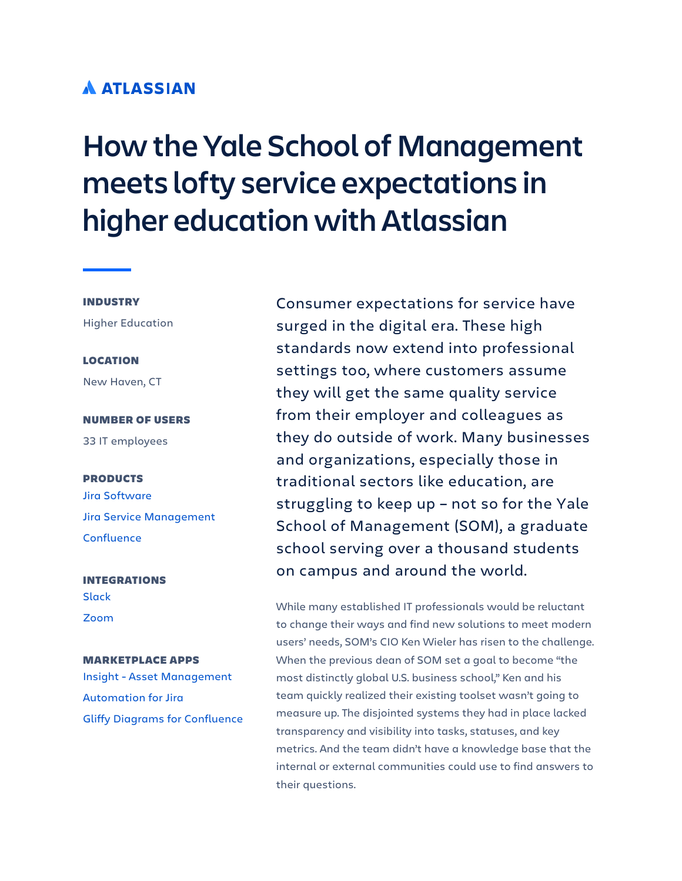ATLASSIAN

# How the Yale School of Management meets lofty service expectations in higher education with Atlassian

**INDUSTRY**

Higher Education

**LOCATION**

New Haven, CT

**NUMBER OF USERS**

33 IT employees

**PRODUCTS**

Jira Software

Jira Service Management

Confluence

**INTEGRATIONS**

Slack

Zoom

**MARKETPLACE APPS**

Insight - Asset Management

Automation for Jira

Gliffy Diagrams for Confluence

Consumer expectations for service have surged in the digital era. These high standards now extend into professional settings too, where customers assume they will get the same quality service from their employer and colleagues as they do outside of work. Many businesses and organizations, especially those in traditional sectors like education, are struggling to keep up – not so for the Yale School of Management (SOM), a graduate school serving over a thousand students on campus and around the world.

While many established IT professionals would be reluctant to change their ways and find new solutions to meet modern users' needs, SOM's CIO Ken Wieler has risen to the challenge. When the previous dean of SOM set a goal to become "the most distinctly global U.S. business school," Ken and his team quickly realized their existing toolset wasn't going to measure up. The disjointed systems they had in place lacked transparency and visibility into tasks, statuses, and key metrics. And the team didn't have a knowledge base that the internal or external communities could use to find answers to their questions.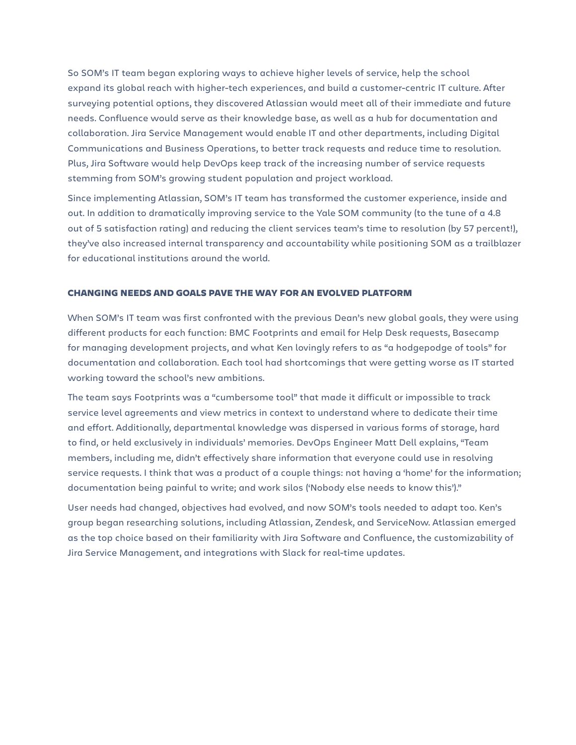So SOM's IT team began exploring ways to achieve higher levels of service, help the school expand its global reach with higher-tech experiences, and build a customer-centric IT culture. After surveying potential options, they discovered Atlassian would meet all of their immediate and future needs. Confluence would serve as their knowledge base, as well as a hub for documentation and collaboration. Jira Service Management would enable IT and other departments, including Digital Communications and Business Operations, to better track requests and reduce time to resolution. Plus, Jira Software would help DevOps keep track of the increasing number of service requests stemming from SOM's growing student population and project workload.

Since implementing Atlassian, SOM's IT team has transformed the customer experience, inside and out. In addition to dramatically improving service to the Yale SOM community (to the tune of a 4.8 out of 5 satisfaction rating) and reducing the client services team's time to resolution (by 57 percent!), they've also increased internal transparency and accountability while positioning SOM as a trailblazer for educational institutions around the world.

## CHANGING NEEDS AND GOALS PAVE THE WAY FOR AN EVOLVED PLATFORM

When SOM's IT team was first confronted with the previous Dean's new global goals, they were using different products for each function: BMC Footprints and email for Help Desk requests, Basecamp for managing development projects, and what Ken lovingly refers to as "a hodgepodge of tools" for documentation and collaboration. Each tool had shortcomings that were getting worse as IT started working toward the school's new ambitions.

The team says Footprints was a "cumbersome tool" that made it difficult or impossible to track service level agreements and view metrics in context to understand where to dedicate their time and effort. Additionally, departmental knowledge was dispersed in various forms of storage, hard to find, or held exclusively in individuals' memories. DevOps Engineer Matt Dell explains, "Team members, including me, didn't effectively share information that everyone could use in resolving service requests. I think that was a product of a couple things: not having a 'home' for the information; documentation being painful to write; and work silos ('Nobody else needs to know this')."

User needs had changed, objectives had evolved, and now SOM's tools needed to adapt too. Ken's group began researching solutions, including Atlassian, Zendesk, and ServiceNow. Atlassian emerged as the top choice based on their familiarity with Jira Software and Confluence, the customizability of Jira Service Management, and integrations with Slack for real-time updates.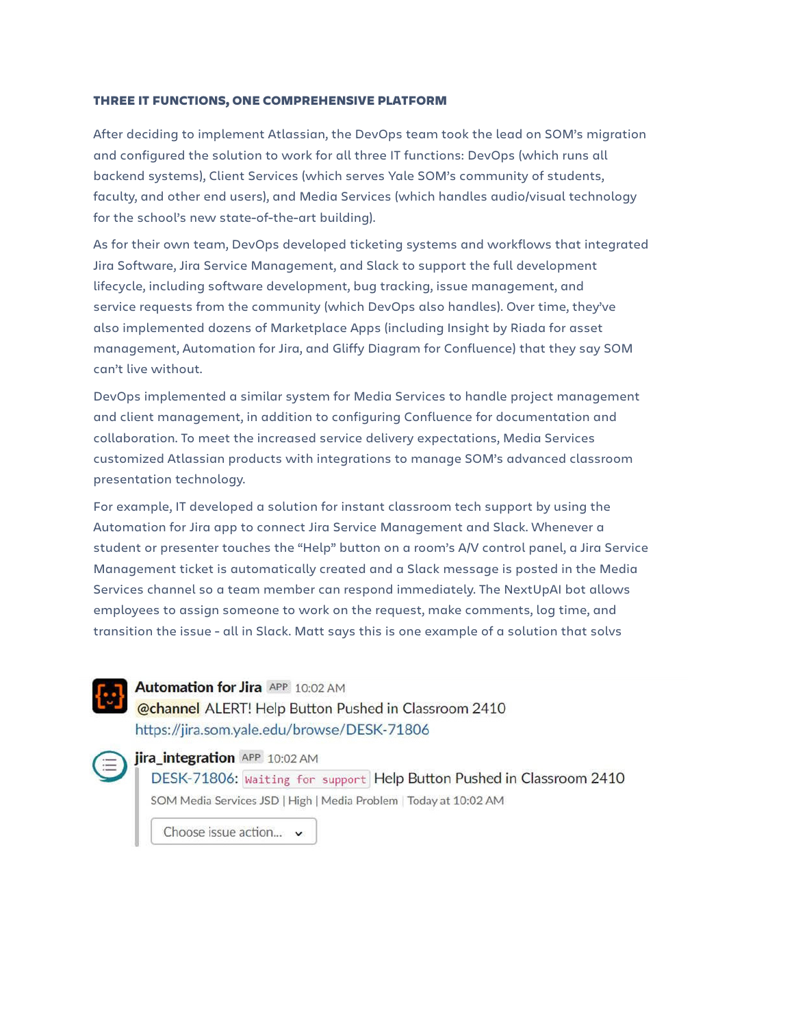### THREE IT FUNCTIONS, ONE COMPREHENSIVE PLATFORM

After deciding to implement Atlassian, the DevOps team took the lead on SOM's migration and configured the solution to work for all three IT functions: DevOps (which runs all backend systems), Client Services (which serves Yale SOM's community of students, faculty, and other end users), and Media Services (which handles audio/visual technology for the school's new state-of-the-art building).

As for their own team, DevOps developed ticketing systems and workflows that integrated Jira Software, Jira Service Management, and Slack to support the full development lifecycle, including software development, bug tracking, issue management, and service requests from the community (which DevOps also handles). Over time, they've also implemented dozens of Marketplace Apps (including Insight by Riada for asset management, Automation for Jira, and Gliffy Diagram for Confluence) that they say SOM can't live without.

DevOps implemented a similar system for Media Services to handle project management and client management, in addition to configuring Confluence for documentation and collaboration. To meet the increased service delivery expectations, Media Services customized Atlassian products with integrations to manage SOM's advanced classroom presentation technology.

For example, IT developed a solution for instant classroom tech support by using the Automation for Jira app to connect Jira Service Management and Slack. Whenever a student or presenter touches the "Help" button on a room's A/V control panel, a Jira Service Management ticket is automatically created and a Slack message is posted in the Media Services channel so a team member can respond immediately. The NextUpAI bot allows employees to assign someone to work on the request, make comments, log time, and transition the issue - all in Slack. Matt says this is one example of a solution that solvs

**Automation for Jira** APP 10:02 AM
@channel ALERT! Help Button Pushed in Classroom 2410
https://jira.som.yale.edu/browse/DESK-71806

**jira_integration** APP 10:02 AM
DESK-71806: `Waiting for support` Help Button Pushed in Classroom 2410
SOM Media Services JSD | High | Media Problem | Today at 10:02 AM
Choose issue action...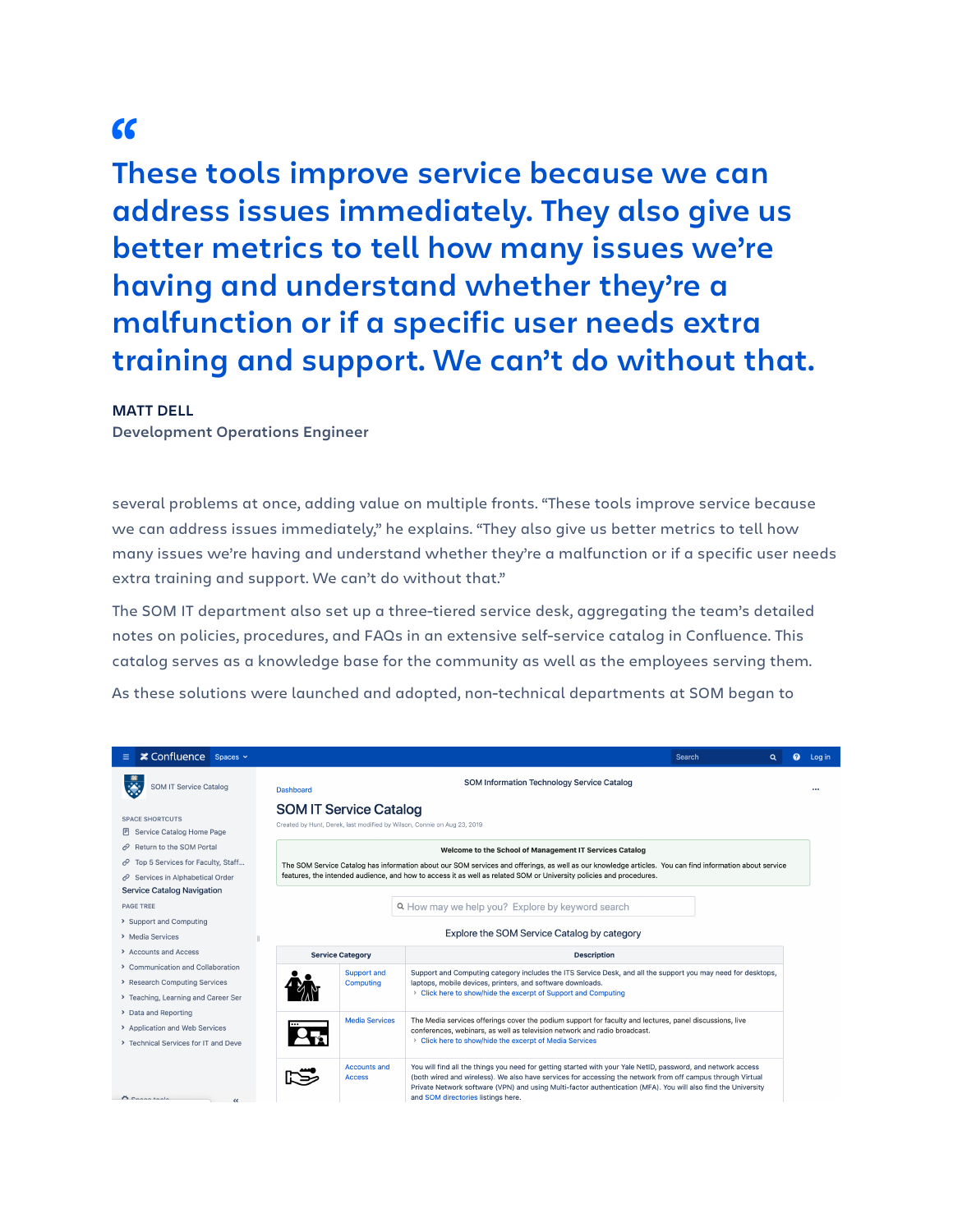> **These tools improve service because we can address issues immediately. They also give us better metrics to tell how many issues we're having and understand whether they're a malfunction or if a specific user needs extra training and support. We can't do without that.**
>
> **MATT DELL**
> Development Operations Engineer

several problems at once, adding value on multiple fronts. "These tools improve service because we can address issues immediately," he explains. "They also give us better metrics to tell how many issues we're having and understand whether they're a malfunction or if a specific user needs extra training and support. We can't do without that."

The SOM IT department also set up a three-tiered service desk, aggregating the team's detailed notes on policies, procedures, and FAQs in an extensive self-service catalog in Confluence. This catalog serves as a knowledge base for the community as well as the employees serving them.

As these solutions were launched and adopted, non-technical departments at SOM began to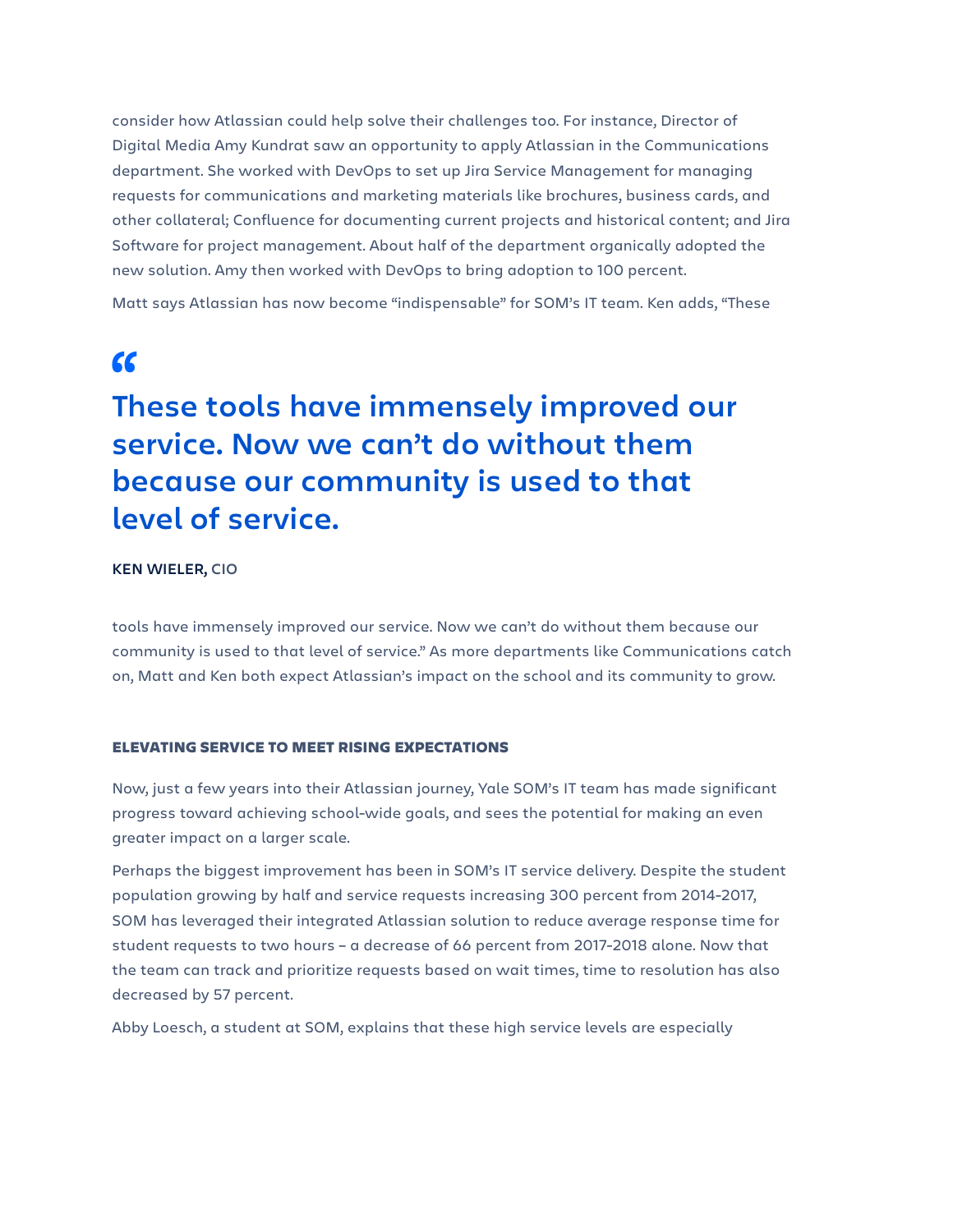consider how Atlassian could help solve their challenges too. For instance, Director of Digital Media Amy Kundrat saw an opportunity to apply Atlassian in the Communications department. She worked with DevOps to set up Jira Service Management for managing requests for communications and marketing materials like brochures, business cards, and other collateral; Confluence for documenting current projects and historical content; and Jira Software for project management. About half of the department organically adopted the new solution. Amy then worked with DevOps to bring adoption to 100 percent.

Matt says Atlassian has now become "indispensable" for SOM's IT team. Ken adds, "These

> **These tools have immensely improved our service. Now we can't do without them because our community is used to that level of service.**
>
> **KEN WIELER,** CIO

tools have immensely improved our service. Now we can't do without them because our community is used to that level of service." As more departments like Communications catch on, Matt and Ken both expect Atlassian's impact on the school and its community to grow.

## ELEVATING SERVICE TO MEET RISING EXPECTATIONS

Now, just a few years into their Atlassian journey, Yale SOM's IT team has made significant progress toward achieving school-wide goals, and sees the potential for making an even greater impact on a larger scale.

Perhaps the biggest improvement has been in SOM's IT service delivery. Despite the student population growing by half and service requests increasing 300 percent from 2014-2017, SOM has leveraged their integrated Atlassian solution to reduce average response time for student requests to two hours – a decrease of 66 percent from 2017-2018 alone. Now that the team can track and prioritize requests based on wait times, time to resolution has also decreased by 57 percent.

Abby Loesch, a student at SOM, explains that these high service levels are especially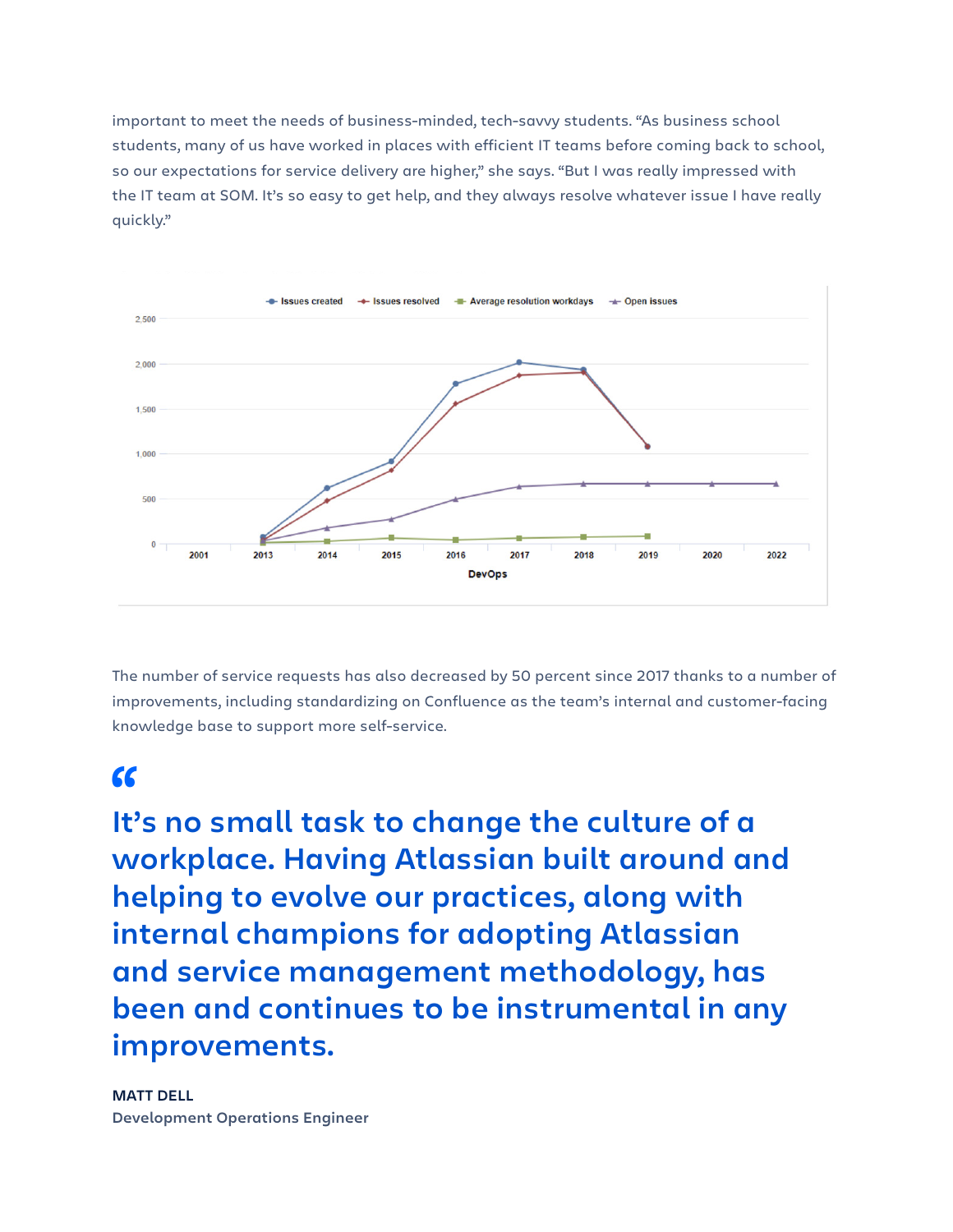important to meet the needs of business-minded, tech-savvy students. "As business school students, many of us have worked in places with efficient IT teams before coming back to school, so our expectations for service delivery are higher," she says. "But I was really impressed with the IT team at SOM. It's so easy to get help, and they always resolve whatever issue I have really quickly."

The number of service requests has also decreased by 50 percent since 2017 thanks to a number of improvements, including standardizing on Confluence as the team's internal and customer-facing knowledge base to support more self-service.

> **It's no small task to change the culture of a workplace. Having Atlassian built around and helping to evolve our practices, along with internal champions for adopting Atlassian and service management methodology, has been and continues to be instrumental in any improvements.**

**MATT DELL**
Development Operations Engineer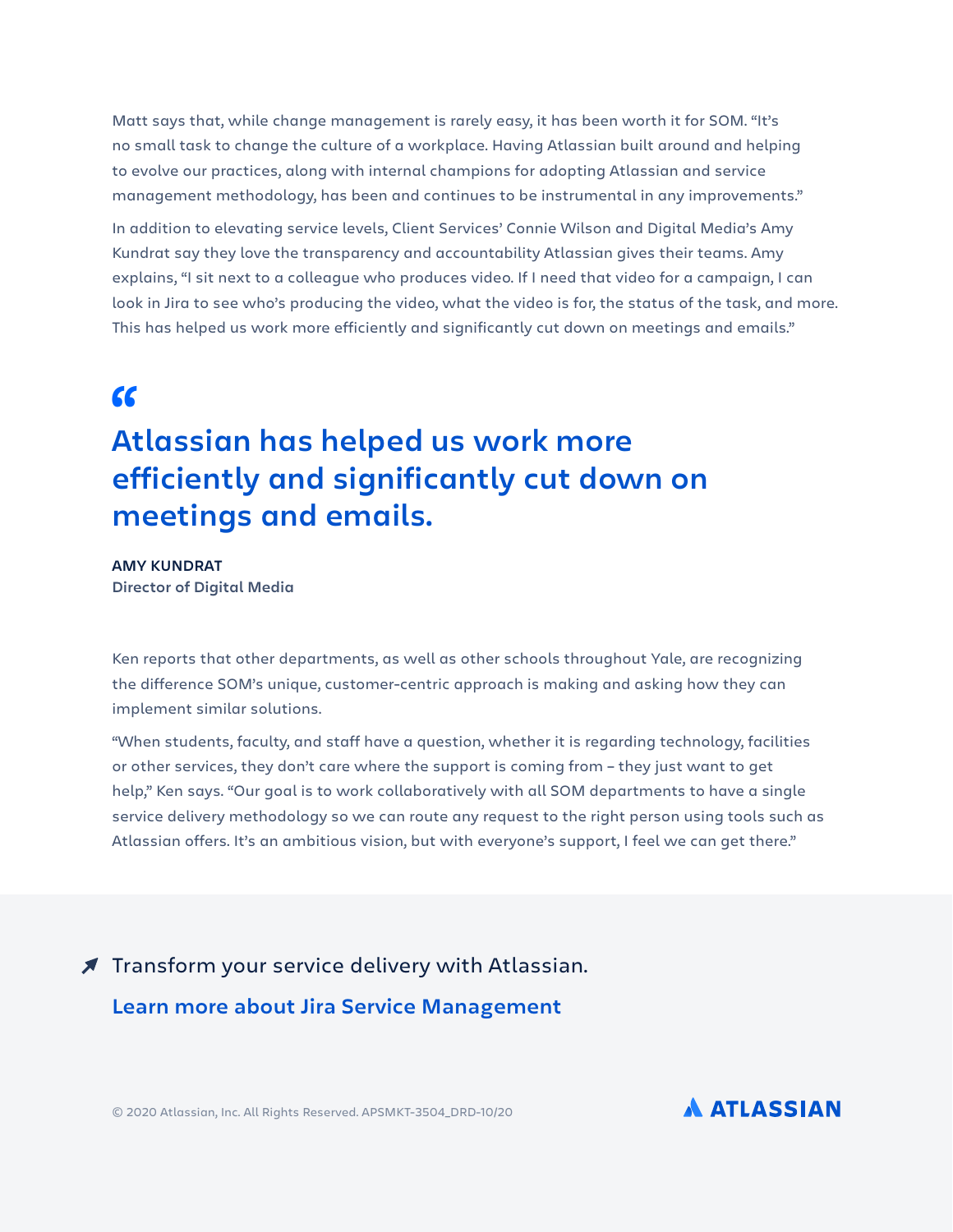Matt says that, while change management is rarely easy, it has been worth it for SOM. "It's no small task to change the culture of a workplace. Having Atlassian built around and helping to evolve our practices, along with internal champions for adopting Atlassian and service management methodology, has been and continues to be instrumental in any improvements."

In addition to elevating service levels, Client Services' Connie Wilson and Digital Media's Amy Kundrat say they love the transparency and accountability Atlassian gives their teams. Amy explains, "I sit next to a colleague who produces video. If I need that video for a campaign, I can look in Jira to see who's producing the video, what the video is for, the status of the task, and more. This has helped us work more efficiently and significantly cut down on meetings and emails."

> **Atlassian has helped us work more efficiently and significantly cut down on meetings and emails.**
>
> **AMY KUNDRAT**
> **Director of Digital Media**

Ken reports that other departments, as well as other schools throughout Yale, are recognizing the difference SOM's unique, customer-centric approach is making and asking how they can implement similar solutions.

"When students, faculty, and staff have a question, whether it is regarding technology, facilities or other services, they don't care where the support is coming from – they just want to get help," Ken says. "Our goal is to work collaboratively with all SOM departments to have a single service delivery methodology so we can route any request to the right person using tools such as Atlassian offers. It's an ambitious vision, but with everyone's support, I feel we can get there."

Transform your service delivery with Atlassian.

**Learn more about Jira Service Management**

© 2020 Atlassian, Inc. All Rights Reserved. APSMKT-3504_DRD-10/20

ATLASSIAN